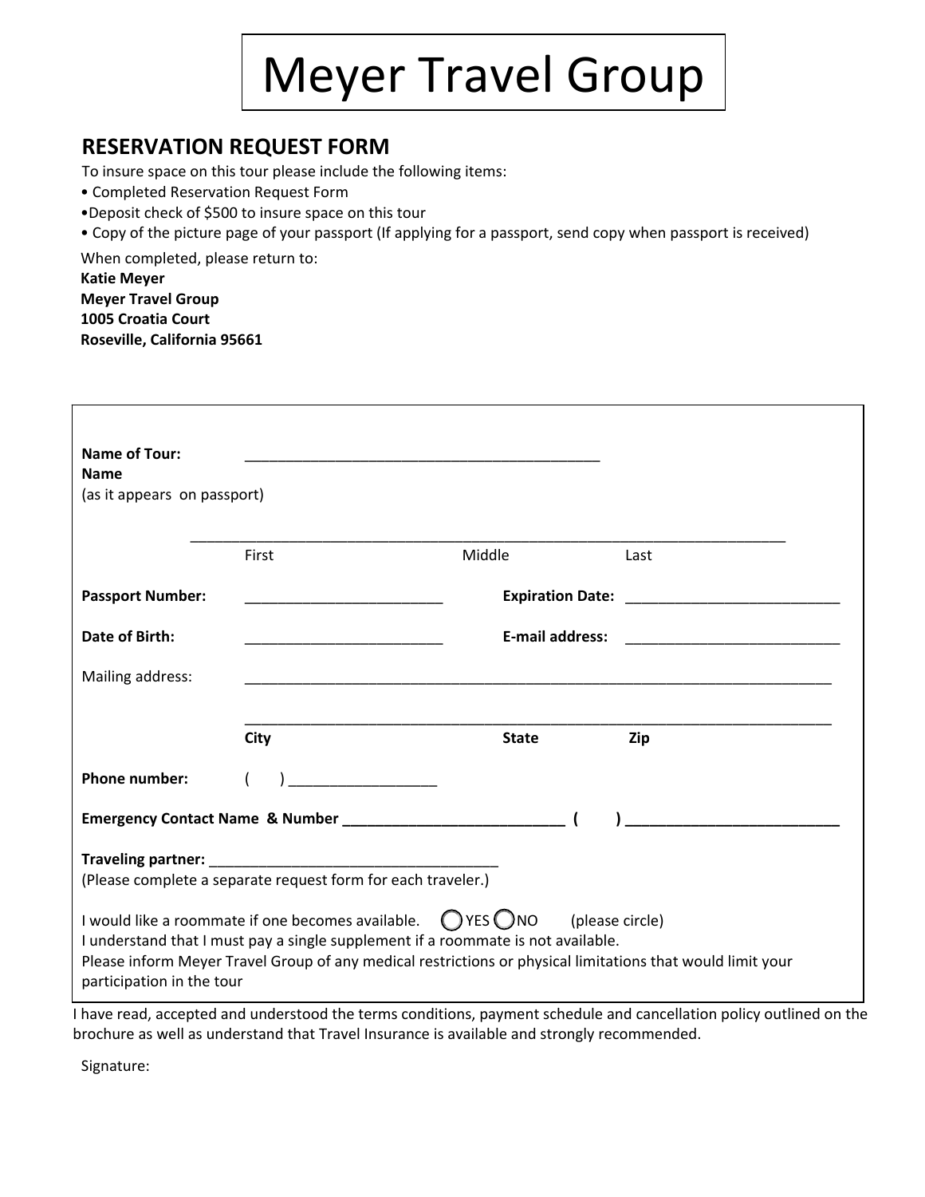# Meyer Travel Group

## RESERVATION REQUEST FORM

To insure space on this tour please include the following items:

- Completed Reservation Request Form
- Deposit check of $500 to insure space on this tour
- Copy of the picture page of your passport (If applying for a passport, send copy when passport is received)

When completed, please return to:

**Katie Meyer**
**Meyer Travel Group**
**1005 Croatia Court**
**Roseville, California 95661**

**Name of Tour:** ____________________________________________

**Name**
(as it appears on passport)

__________________________________________________________________________
First                                   Middle                    Last

**Passport Number:** ________________________  **Expiration Date:** __________________________

**Date of Birth:** ________________________  **E-mail address:** __________________________

Mailing address: __________________________________________________________________________

__________________________________________________________________________
**City**                                   **State**                    **Zip**

**Phone number:** (    ) __________________

**Emergency Contact Name & Number ___________________________ (    ) __________________________**

**Traveling partner:** __________________________________
(Please complete a separate request form for each traveler.)

I would like a roommate if one becomes available. ◯ YES ◯ NO (please circle)
I understand that I must pay a single supplement if a roommate is not available.
Please inform Meyer Travel Group of any medical restrictions or physical limitations that would limit your participation in the tour

I have read, accepted and understood the terms conditions, payment schedule and cancellation policy outlined on the brochure as well as understand that Travel Insurance is available and strongly recommended.

Signature: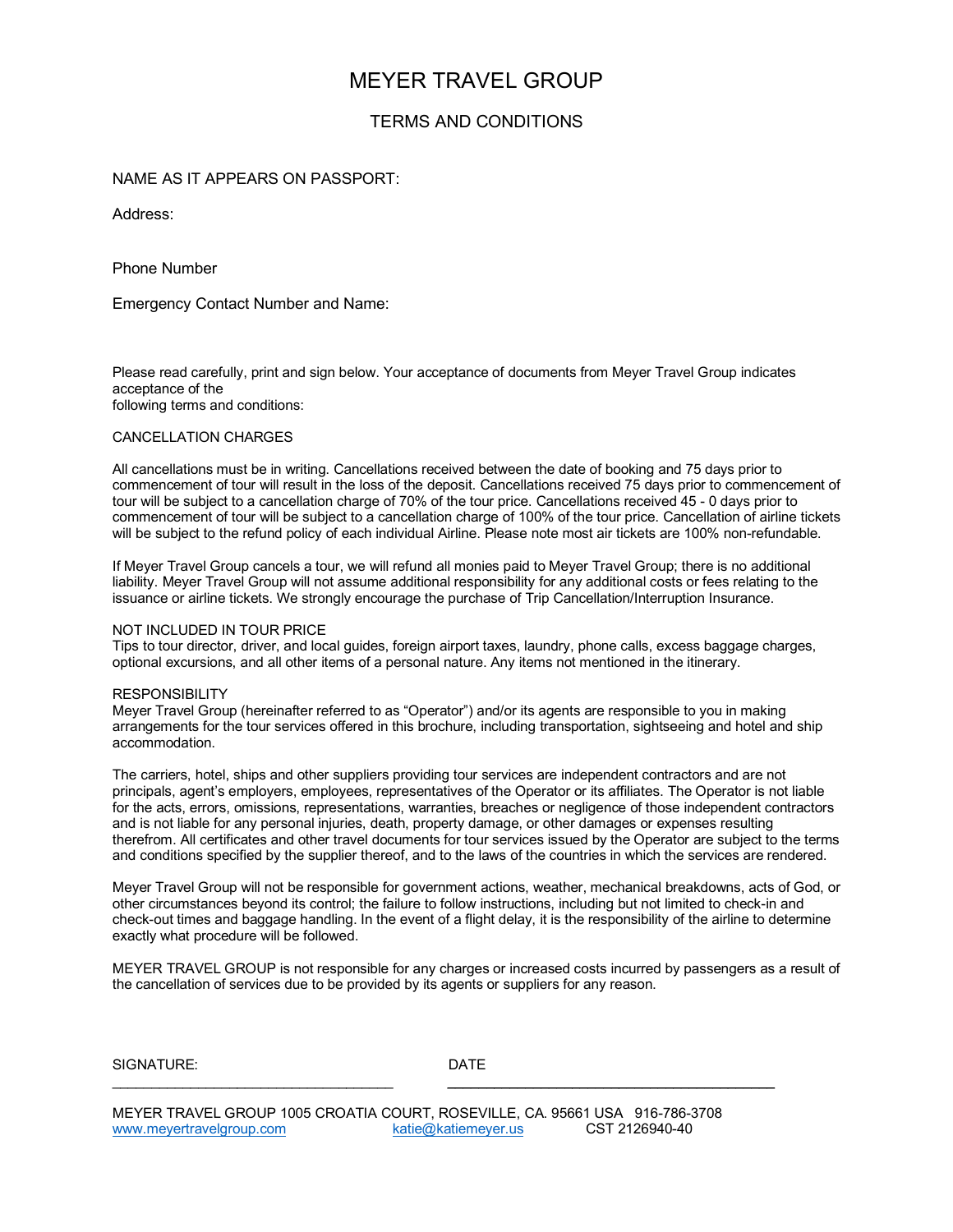# MEYER TRAVEL GROUP

## TERMS AND CONDITIONS

NAME AS IT APPEARS ON PASSPORT:

Address:

Phone Number

Emergency Contact Number and Name:

Please read carefully, print and sign below. Your acceptance of documents from Meyer Travel Group indicates acceptance of the
following terms and conditions:

### CANCELLATION CHARGES

All cancellations must be in writing. Cancellations received between the date of booking and 75 days prior to commencement of tour will result in the loss of the deposit. Cancellations received 75 days prior to commencement of tour will be subject to a cancellation charge of 70% of the tour price. Cancellations received 45 - 0 days prior to commencement of tour will be subject to a cancellation charge of 100% of the tour price. Cancellation of airline tickets will be subject to the refund policy of each individual Airline. Please note most air tickets are 100% non-refundable.

If Meyer Travel Group cancels a tour, we will refund all monies paid to Meyer Travel Group; there is no additional liability. Meyer Travel Group will not assume additional responsibility for any additional costs or fees relating to the issuance or airline tickets. We strongly encourage the purchase of Trip Cancellation/Interruption Insurance.

### NOT INCLUDED IN TOUR PRICE

Tips to tour director, driver, and local guides, foreign airport taxes, laundry, phone calls, excess baggage charges, optional excursions, and all other items of a personal nature. Any items not mentioned in the itinerary.

### RESPONSIBILITY

Meyer Travel Group (hereinafter referred to as "Operator") and/or its agents are responsible to you in making arrangements for the tour services offered in this brochure, including transportation, sightseeing and hotel and ship accommodation.

The carriers, hotel, ships and other suppliers providing tour services are independent contractors and are not principals, agent's employers, employees, representatives of the Operator or its affiliates. The Operator is not liable for the acts, errors, omissions, representations, warranties, breaches or negligence of those independent contractors and is not liable for any personal injuries, death, property damage, or other damages or expenses resulting therefrom. All certificates and other travel documents for tour services issued by the Operator are subject to the terms and conditions specified by the supplier thereof, and to the laws of the countries in which the services are rendered.

Meyer Travel Group will not be responsible for government actions, weather, mechanical breakdowns, acts of God, or other circumstances beyond its control; the failure to follow instructions, including but not limited to check-in and check-out times and baggage handling. In the event of a flight delay, it is the responsibility of the airline to determine exactly what procedure will be followed.

MEYER TRAVEL GROUP is not responsible for any charges or increased costs incurred by passengers as a result of the cancellation of services due to be provided by its agents or suppliers for any reason.

SIGNATURE: ____________________________________ DATE ____________________________________

MEYER TRAVEL GROUP 1005 CROATIA COURT, ROSEVILLE, CA. 95661 USA 916-786-3708
www.meyertravelgroup.com katie@katiemeyer.us CST 2126940-40